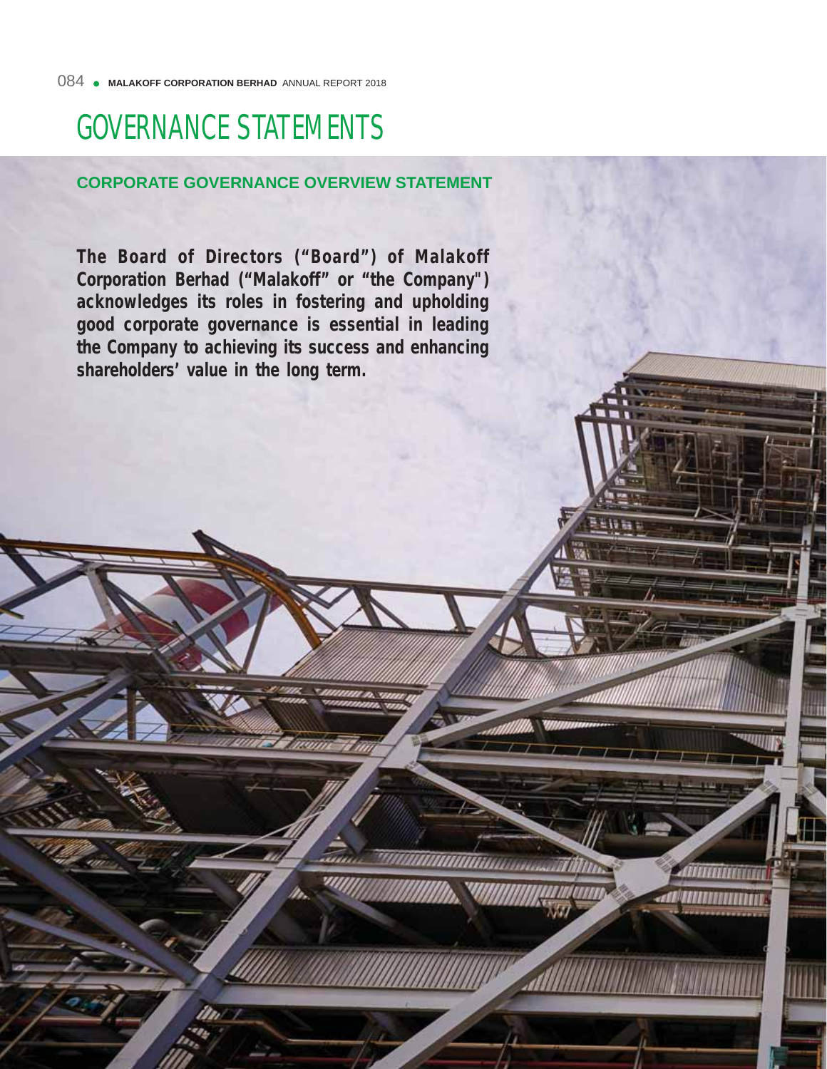# GOVERNANCE STATEMENTS

## CORPORATE GOVERNANCE OVERVIEW STATEMENT

**The Board of Directors ("Board") of Malakoff Corporation Berhad ("Malakoff" or "the Company") acknowledges its roles in fostering and upholding good corporate governance is essential in leading the Company to achieving its success and enhancing shareholders' value in the long term.**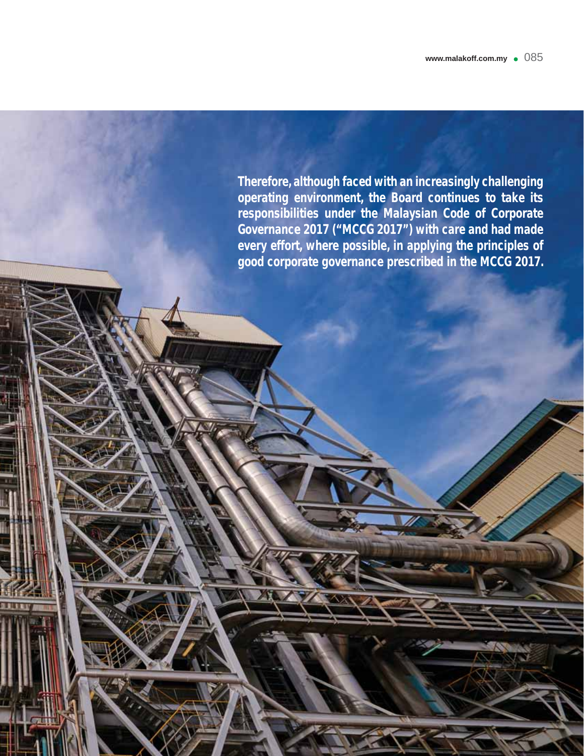**Therefore, although faced with an increasingly challenging operating environment, the Board continues to take its responsibilities under the Malaysian Code of Corporate Governance 2017 ("MCCG 2017") with care and had made every effort, where possible, in applying the principles of good corporate governance prescribed in the MCCG 2017.**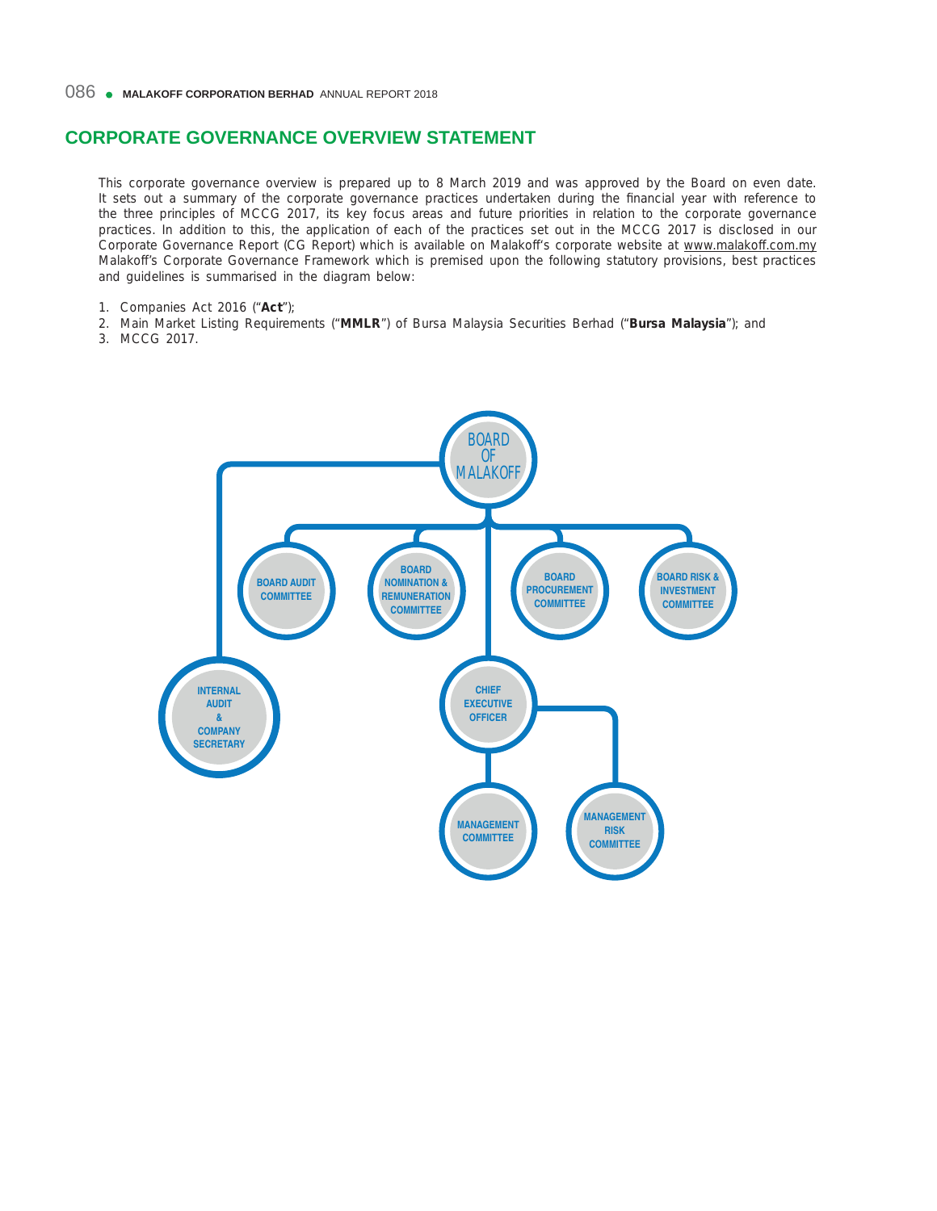## CORPORATE GOVERNANCE OVERVIEW STATEMENT

This corporate governance overview is prepared up to 8 March 2019 and was approved by the Board on even date. It sets out a summary of the corporate governance practices undertaken during the financial year with reference to the three principles of MCCG 2017, its key focus areas and future priorities in relation to the corporate governance practices. In addition to this, the application of each of the practices set out in the MCCG 2017 is disclosed in our Corporate Governance Report (CG Report) which is available on Malakoff's corporate website at www.malakoff.com.my Malakoff's Corporate Governance Framework which is premised upon the following statutory provisions, best practices and guidelines is summarised in the diagram below:

1. Companies Act 2016 ("**Act**");
2. Main Market Listing Requirements ("**MMLR**") of Bursa Malaysia Securities Berhad ("**Bursa Malaysia**"); and
3. MCCG 2017.

- BOARD OF MALAKOFF
  - INTERNAL AUDIT & COMPANY SECRETARY
  - BOARD AUDIT COMMITTEE
  - BOARD NOMINATION & REMUNERATION COMMITTEE
  - BOARD PROCUREMENT COMMITTEE
  - BOARD RISK & INVESTMENT COMMITTEE
  - CHIEF EXECUTIVE OFFICER
    - MANAGEMENT COMMITTEE
    - MANAGEMENT RISK COMMITTEE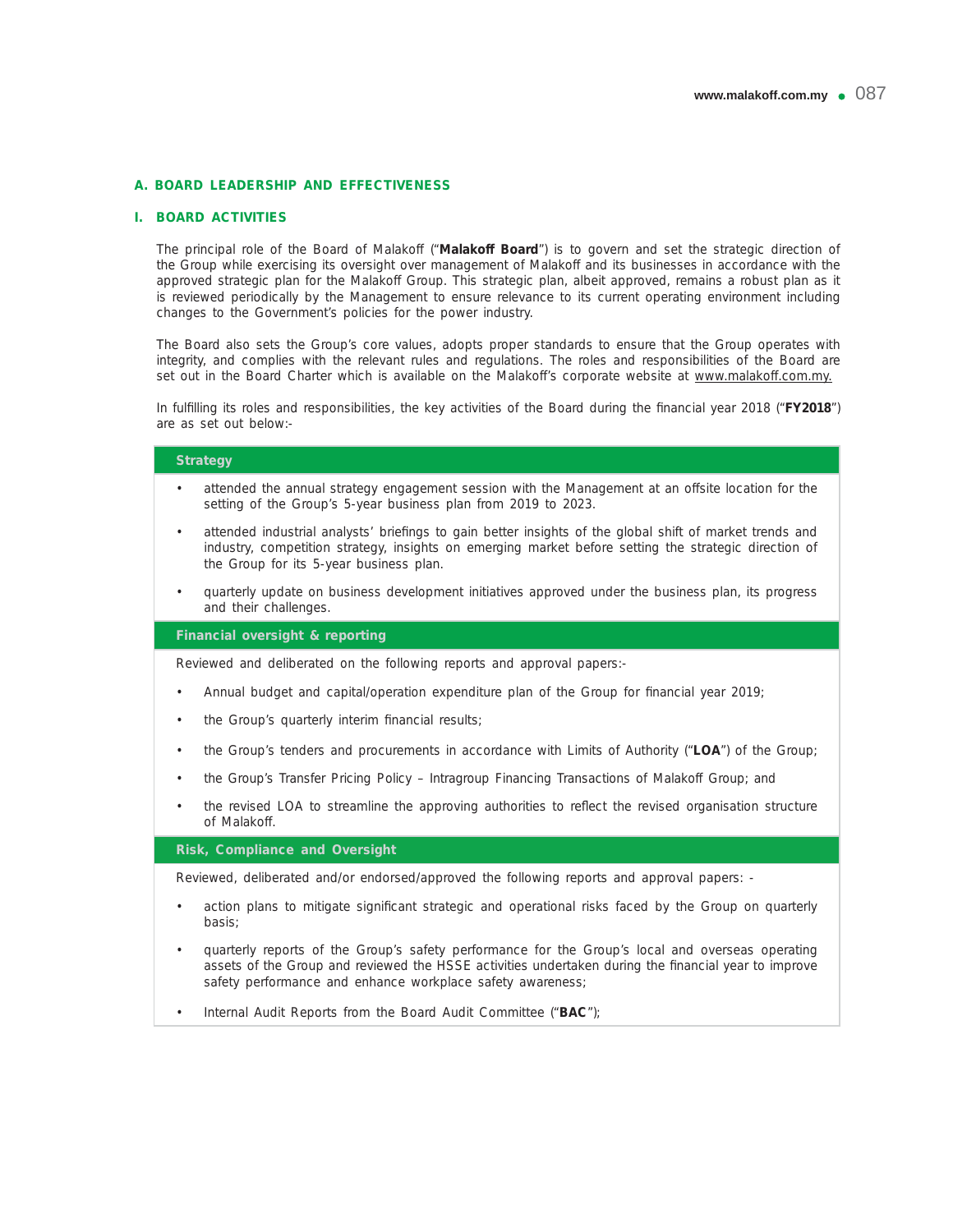## A. BOARD LEADERSHIP AND EFFECTIVENESS

### I. BOARD ACTIVITIES

The principal role of the Board of Malakoff ("**Malakoff Board**") is to govern and set the strategic direction of the Group while exercising its oversight over management of Malakoff and its businesses in accordance with the approved strategic plan for the Malakoff Group. This strategic plan, albeit approved, remains a robust plan as it is reviewed periodically by the Management to ensure relevance to its current operating environment including changes to the Government's policies for the power industry.

The Board also sets the Group's core values, adopts proper standards to ensure that the Group operates with integrity, and complies with the relevant rules and regulations. The roles and responsibilities of the Board are set out in the Board Charter which is available on the Malakoff's corporate website at www.malakoff.com.my.

In fulfilling its roles and responsibilities, the key activities of the Board during the financial year 2018 ("**FY2018**") are as set out below:-

**Strategy**

- attended the annual strategy engagement session with the Management at an offsite location for the setting of the Group's 5-year business plan from 2019 to 2023.
- attended industrial analysts' briefings to gain better insights of the global shift of market trends and industry, competition strategy, insights on emerging market before setting the strategic direction of the Group for its 5-year business plan.
- quarterly update on business development initiatives approved under the business plan, its progress and their challenges.

**Financial oversight & reporting**

Reviewed and deliberated on the following reports and approval papers:-

- Annual budget and capital/operation expenditure plan of the Group for financial year 2019;
- the Group's quarterly interim financial results;
- the Group's tenders and procurements in accordance with Limits of Authority ("**LOA**") of the Group;
- the Group's Transfer Pricing Policy – Intragroup Financing Transactions of Malakoff Group; and
- the revised LOA to streamline the approving authorities to reflect the revised organisation structure of Malakoff.

**Risk, Compliance and Oversight**

Reviewed, deliberated and/or endorsed/approved the following reports and approval papers: -

- action plans to mitigate significant strategic and operational risks faced by the Group on quarterly basis;
- quarterly reports of the Group's safety performance for the Group's local and overseas operating assets of the Group and reviewed the HSSE activities undertaken during the financial year to improve safety performance and enhance workplace safety awareness;
- Internal Audit Reports from the Board Audit Committee ("**BAC**");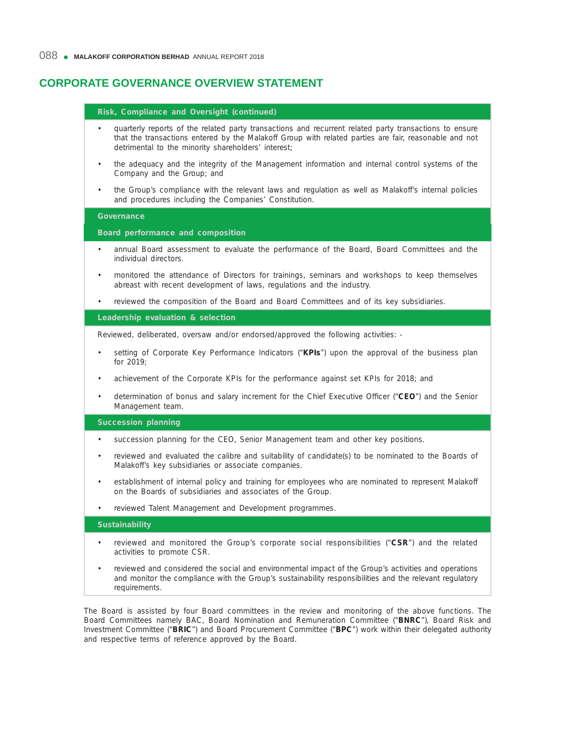## CORPORATE GOVERNANCE OVERVIEW STATEMENT

### Risk, Compliance and Oversight (continued)

- quarterly reports of the related party transactions and recurrent related party transactions to ensure that the transactions entered by the Malakoff Group with related parties are fair, reasonable and not detrimental to the minority shareholders' interest;
- the adequacy and the integrity of the Management information and internal control systems of the Company and the Group; and
- the Group's compliance with the relevant laws and regulation as well as Malakoff's internal policies and procedures including the Companies' Constitution.

### Governance

#### Board performance and composition

- annual Board assessment to evaluate the performance of the Board, Board Committees and the individual directors.
- monitored the attendance of Directors for trainings, seminars and workshops to keep themselves abreast with recent development of laws, regulations and the industry.
- reviewed the composition of the Board and Board Committees and of its key subsidiaries.

#### Leadership evaluation & selection

Reviewed, deliberated, oversaw and/or endorsed/approved the following activities: -

- setting of Corporate Key Performance Indicators ("**KPIs**") upon the approval of the business plan for 2019;
- achievement of the Corporate KPIs for the performance against set KPIs for 2018; and
- determination of bonus and salary increment for the Chief Executive Officer ("**CEO**") and the Senior Management team.

#### Succession planning

- succession planning for the CEO, Senior Management team and other key positions.
- reviewed and evaluated the calibre and suitability of candidate(s) to be nominated to the Boards of Malakoff's key subsidiaries or associate companies.
- establishment of internal policy and training for employees who are nominated to represent Malakoff on the Boards of subsidiaries and associates of the Group.
- reviewed Talent Management and Development programmes.

#### Sustainability

- reviewed and monitored the Group's corporate social responsibilities ("**CSR**") and the related activities to promote CSR.
- reviewed and considered the social and environmental impact of the Group's activities and operations and monitor the compliance with the Group's sustainability responsibilities and the relevant regulatory requirements.

The Board is assisted by four Board committees in the review and monitoring of the above functions. The Board Committees namely BAC, Board Nomination and Remuneration Committee ("**BNRC**"), Board Risk and Investment Committee ("**BRIC**") and Board Procurement Committee ("**BPC**") work within their delegated authority and respective terms of reference approved by the Board.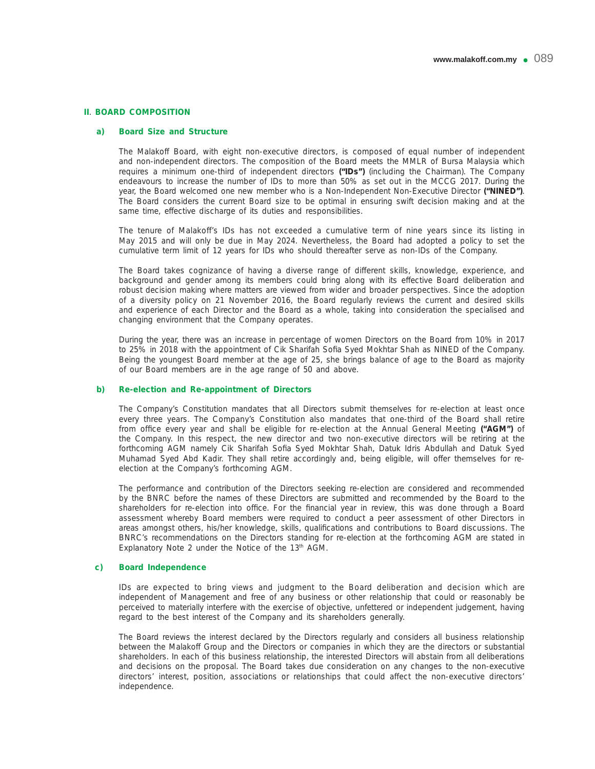## II. BOARD COMPOSITION

### a) Board Size and Structure

The Malakoff Board, with eight non-executive directors, is composed of equal number of independent and non-independent directors. The composition of the Board meets the MMLR of Bursa Malaysia which requires a minimum one-third of independent directors **("IDs")** (including the Chairman). The Company endeavours to increase the number of IDs to more than 50% as set out in the MCCG 2017. During the year, the Board welcomed one new member who is a Non-Independent Non-Executive Director **("NINED")**. The Board considers the current Board size to be optimal in ensuring swift decision making and at the same time, effective discharge of its duties and responsibilities.

The tenure of Malakoff's IDs has not exceeded a cumulative term of nine years since its listing in May 2015 and will only be due in May 2024. Nevertheless, the Board had adopted a policy to set the cumulative term limit of 12 years for IDs who should thereafter serve as non-IDs of the Company.

The Board takes cognizance of having a diverse range of different skills, knowledge, experience, and background and gender among its members could bring along with its effective Board deliberation and robust decision making where matters are viewed from wider and broader perspectives. Since the adoption of a diversity policy on 21 November 2016, the Board regularly reviews the current and desired skills and experience of each Director and the Board as a whole, taking into consideration the specialised and changing environment that the Company operates.

During the year, there was an increase in percentage of women Directors on the Board from 10% in 2017 to 25% in 2018 with the appointment of Cik Sharifah Sofia Syed Mokhtar Shah as NINED of the Company. Being the youngest Board member at the age of 25, she brings balance of age to the Board as majority of our Board members are in the age range of 50 and above.

### b) Re-election and Re-appointment of Directors

The Company's Constitution mandates that all Directors submit themselves for re-election at least once every three years. The Company's Constitution also mandates that one-third of the Board shall retire from office every year and shall be eligible for re-election at the Annual General Meeting **("AGM")** of the Company. In this respect, the new director and two non-executive directors will be retiring at the forthcoming AGM namely Cik Sharifah Sofia Syed Mokhtar Shah, Datuk Idris Abdullah and Datuk Syed Muhamad Syed Abd Kadir. They shall retire accordingly and, being eligible, will offer themselves for re-election at the Company's forthcoming AGM.

The performance and contribution of the Directors seeking re-election are considered and recommended by the BNRC before the names of these Directors are submitted and recommended by the Board to the shareholders for re-election into office. For the financial year in review, this was done through a Board assessment whereby Board members were required to conduct a peer assessment of other Directors in areas amongst others, his/her knowledge, skills, qualifications and contributions to Board discussions. The BNRC's recommendations on the Directors standing for re-election at the forthcoming AGM are stated in Explanatory Note 2 under the Notice of the 13th AGM.

### c) Board Independence

IDs are expected to bring views and judgment to the Board deliberation and decision which are independent of Management and free of any business or other relationship that could or reasonably be perceived to materially interfere with the exercise of objective, unfettered or independent judgement, having regard to the best interest of the Company and its shareholders generally.

The Board reviews the interest declared by the Directors regularly and considers all business relationship between the Malakoff Group and the Directors or companies in which they are the directors or substantial shareholders. In each of this business relationship, the interested Directors will abstain from all deliberations and decisions on the proposal. The Board takes due consideration on any changes to the non-executive directors' interest, position, associations or relationships that could affect the non-executive directors' independence.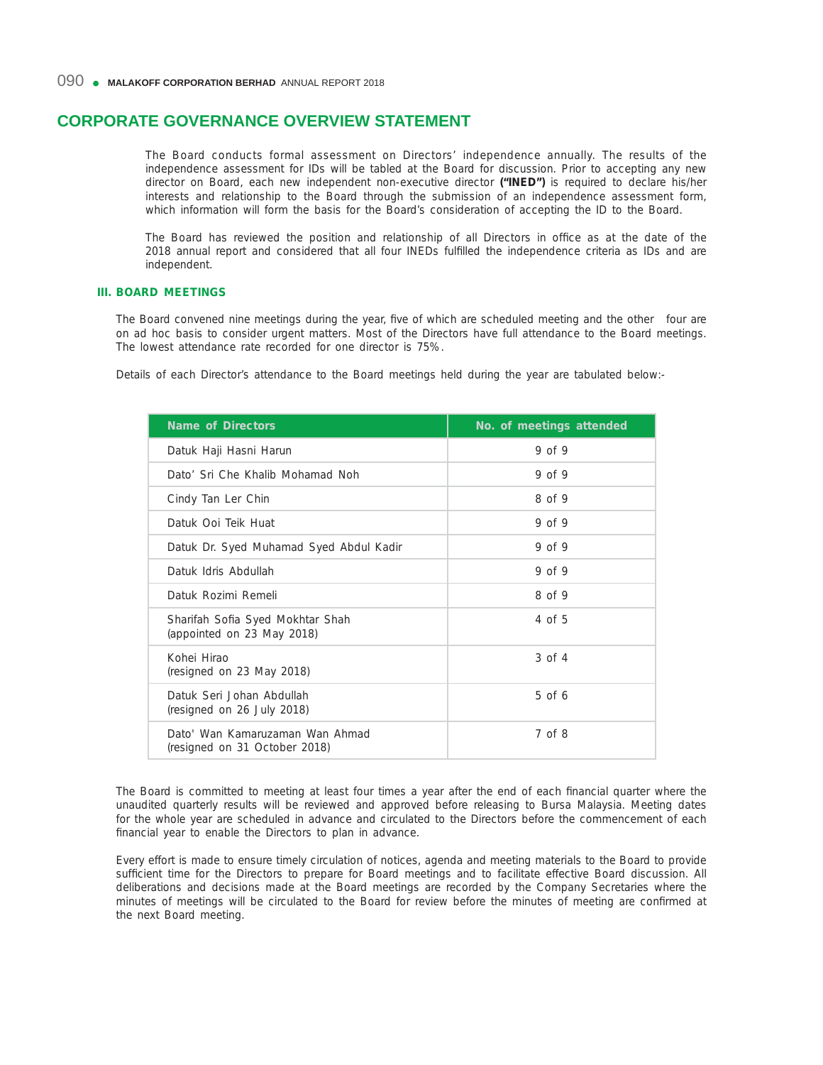## CORPORATE GOVERNANCE OVERVIEW STATEMENT

The Board conducts formal assessment on Directors' independence annually. The results of the independence assessment for IDs will be tabled at the Board for discussion. Prior to accepting any new director on Board, each new independent non-executive director **("INED")** is required to declare his/her interests and relationship to the Board through the submission of an independence assessment form, which information will form the basis for the Board's consideration of accepting the ID to the Board.

The Board has reviewed the position and relationship of all Directors in office as at the date of the 2018 annual report and considered that all four INEDs fulfilled the independence criteria as IDs and are independent.

### III. BOARD MEETINGS

The Board convened nine meetings during the year, five of which are scheduled meeting and the other four are on ad hoc basis to consider urgent matters. Most of the Directors have full attendance to the Board meetings. The lowest attendance rate recorded for one director is 75%.

Details of each Director's attendance to the Board meetings held during the year are tabulated below:-

| Name of Directors | No. of meetings attended |
|---|---|
| Datuk Haji Hasni Harun | 9 of 9 |
| Dato' Sri Che Khalib Mohamad Noh | 9 of 9 |
| Cindy Tan Ler Chin | 8 of 9 |
| Datuk Ooi Teik Huat | 9 of 9 |
| Datuk Dr. Syed Muhamad Syed Abdul Kadir | 9 of 9 |
| Datuk Idris Abdullah | 9 of 9 |
| Datuk Rozimi Remeli | 8 of 9 |
| Sharifah Sofia Syed Mokhtar Shah (appointed on 23 May 2018) | 4 of 5 |
| Kohei Hirao (resigned on 23 May 2018) | 3 of 4 |
| Datuk Seri Johan Abdullah (resigned on 26 July 2018) | 5 of 6 |
| Dato' Wan Kamaruzaman Wan Ahmad (resigned on 31 October 2018) | 7 of 8 |

The Board is committed to meeting at least four times a year after the end of each financial quarter where the unaudited quarterly results will be reviewed and approved before releasing to Bursa Malaysia. Meeting dates for the whole year are scheduled in advance and circulated to the Directors before the commencement of each financial year to enable the Directors to plan in advance.

Every effort is made to ensure timely circulation of notices, agenda and meeting materials to the Board to provide sufficient time for the Directors to prepare for Board meetings and to facilitate effective Board discussion. All deliberations and decisions made at the Board meetings are recorded by the Company Secretaries where the minutes of meetings will be circulated to the Board for review before the minutes of meeting are confirmed at the next Board meeting.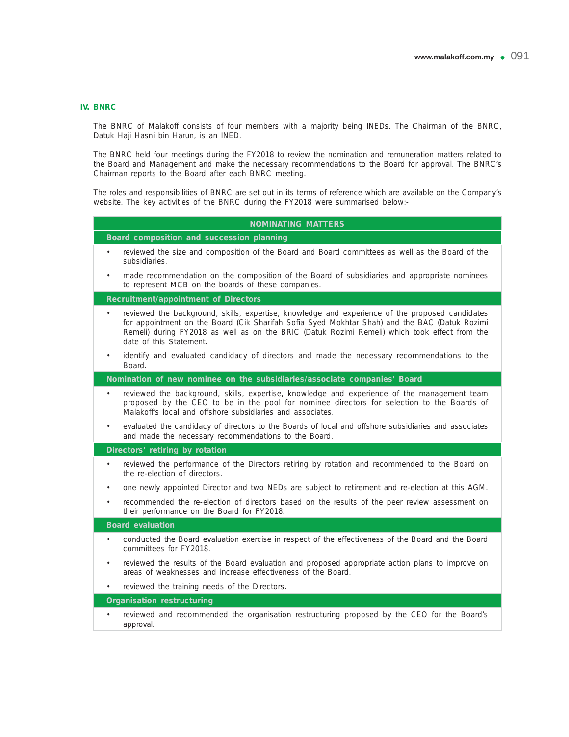### IV. BNRC

The BNRC of Malakoff consists of four members with a majority being INEDs. The Chairman of the BNRC, Datuk Haji Hasni bin Harun, is an INED.

The BNRC held four meetings during the FY2018 to review the nomination and remuneration matters related to the Board and Management and make the necessary recommendations to the Board for approval. The BNRC's Chairman reports to the Board after each BNRC meeting.

The roles and responsibilities of BNRC are set out in its terms of reference which are available on the Company's website. The key activities of the BNRC during the FY2018 were summarised below:-

| NOMINATING MATTERS |
| --- |
| **Board composition and succession planning** |
| • reviewed the size and composition of the Board and Board committees as well as the Board of the subsidiaries.<br>• made recommendation on the composition of the Board of subsidiaries and appropriate nominees to represent MCB on the boards of these companies. |
| **Recruitment/appointment of Directors** |
| • reviewed the background, skills, expertise, knowledge and experience of the proposed candidates for appointment on the Board (Cik Sharifah Sofia Syed Mokhtar Shah) and the BAC (Datuk Rozimi Remeli) during FY2018 as well as on the BRIC (Datuk Rozimi Remeli) which took effect from the date of this Statement.<br>• identify and evaluated candidacy of directors and made the necessary recommendations to the Board. |
| **Nomination of new nominee on the subsidiaries/associate companies' Board** |
| • reviewed the background, skills, expertise, knowledge and experience of the management team proposed by the CEO to be in the pool for nominee directors for selection to the Boards of Malakoff's local and offshore subsidiaries and associates.<br>• evaluated the candidacy of directors to the Boards of local and offshore subsidiaries and associates and made the necessary recommendations to the Board. |
| **Directors' retiring by rotation** |
| • reviewed the performance of the Directors retiring by rotation and recommended to the Board on the re-election of directors.<br>• one newly appointed Director and two NEDs are subject to retirement and re-election at this AGM.<br>• recommended the re-election of directors based on the results of the peer review assessment on their performance on the Board for FY2018. |
| **Board evaluation** |
| • conducted the Board evaluation exercise in respect of the effectiveness of the Board and the Board committees for FY2018.<br>• reviewed the results of the Board evaluation and proposed appropriate action plans to improve on areas of weaknesses and increase effectiveness of the Board.<br>• reviewed the training needs of the Directors. |
| **Organisation restructuring** |
| • reviewed and recommended the organisation restructuring proposed by the CEO for the Board's approval. |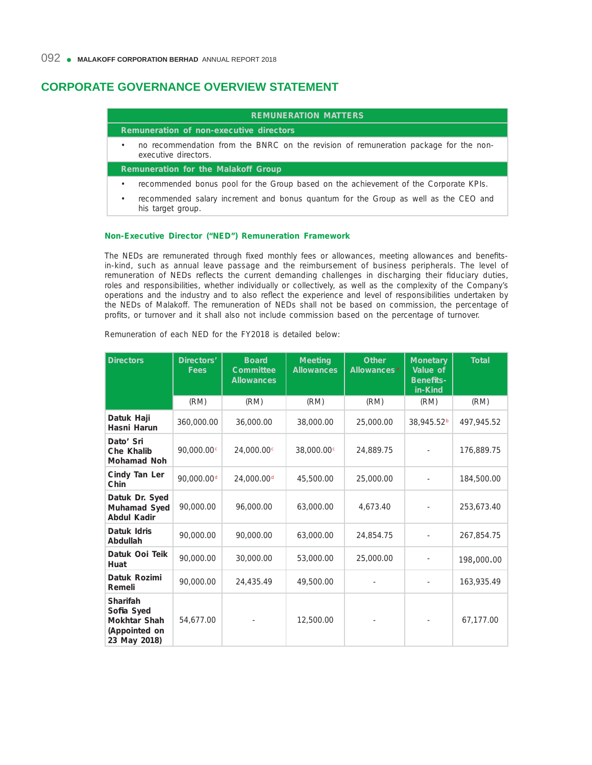## CORPORATE GOVERNANCE OVERVIEW STATEMENT

| REMUNERATION MATTERS |
|---|
| **Remuneration of non-executive directors** |
| • no recommendation from the BNRC on the revision of remuneration package for the non-executive directors. |
| **Remuneration for the Malakoff Group** |
| • recommended bonus pool for the Group based on the achievement of the Corporate KPIs. |
| • recommended salary increment and bonus quantum for the Group as well as the CEO and his target group. |

### Non-Executive Director ("NED") Remuneration Framework

The NEDs are remunerated through fixed monthly fees or allowances, meeting allowances and benefits-in-kind, such as annual leave passage and the reimbursement of business peripherals. The level of remuneration of NEDs reflects the current demanding challenges in discharging their fiduciary duties, roles and responsibilities, whether individually or collectively, as well as the complexity of the Company's operations and the industry and to also reflect the experience and level of responsibilities undertaken by the NEDs of Malakoff. The remuneration of NEDs shall not be based on commission, the percentage of profits, or turnover and it shall also not include commission based on the percentage of turnover.

Remuneration of each NED for the FY2018 is detailed below:

| Directors | Directors' Fees | Board Committee Allowances | Meeting Allowances | Other Allowances [a] | Monetary Value of Benefits-in-Kind | Total |
|---|---|---|---|---|---|---|
| | (RM) | (RM) | (RM) | (RM) | (RM) | (RM) |
| **Datuk Haji Hasni Harun** | 360,000.00 | 36,000.00 | 38,000.00 | 25,000.00 | 38,945.52[b] | 497,945.52 |
| **Dato' Sri Che Khalib Mohamad Noh** | 90,000.00[c] | 24,000.00[c] | 38,000.00[c] | 24,889.75 | - | 176,889.75 |
| **Cindy Tan Ler Chin** | 90,000.00[d] | 24,000.00[d] | 45,500.00 | 25,000.00 | - | 184,500.00 |
| **Datuk Dr. Syed Muhamad Syed Abdul Kadir** | 90,000.00 | 96,000.00 | 63,000.00 | 4,673.40 | - | 253,673.40 |
| **Datuk Idris Abdullah** | 90,000.00 | 90,000.00 | 63,000.00 | 24,854.75 | - | 267,854.75 |
| **Datuk Ooi Teik Huat** | 90,000.00 | 30,000.00 | 53,000.00 | 25,000.00 | - | 198,000.00 |
| **Datuk Rozimi Remeli** | 90,000.00 | 24,435.49 | 49,500.00 | - | - | 163,935.49 |
| **Sharifah Sofia Syed Mokhtar Shah (Appointed on 23 May 2018)** | 54,677.00 | - | 12,500.00 | - | - | 67,177.00 |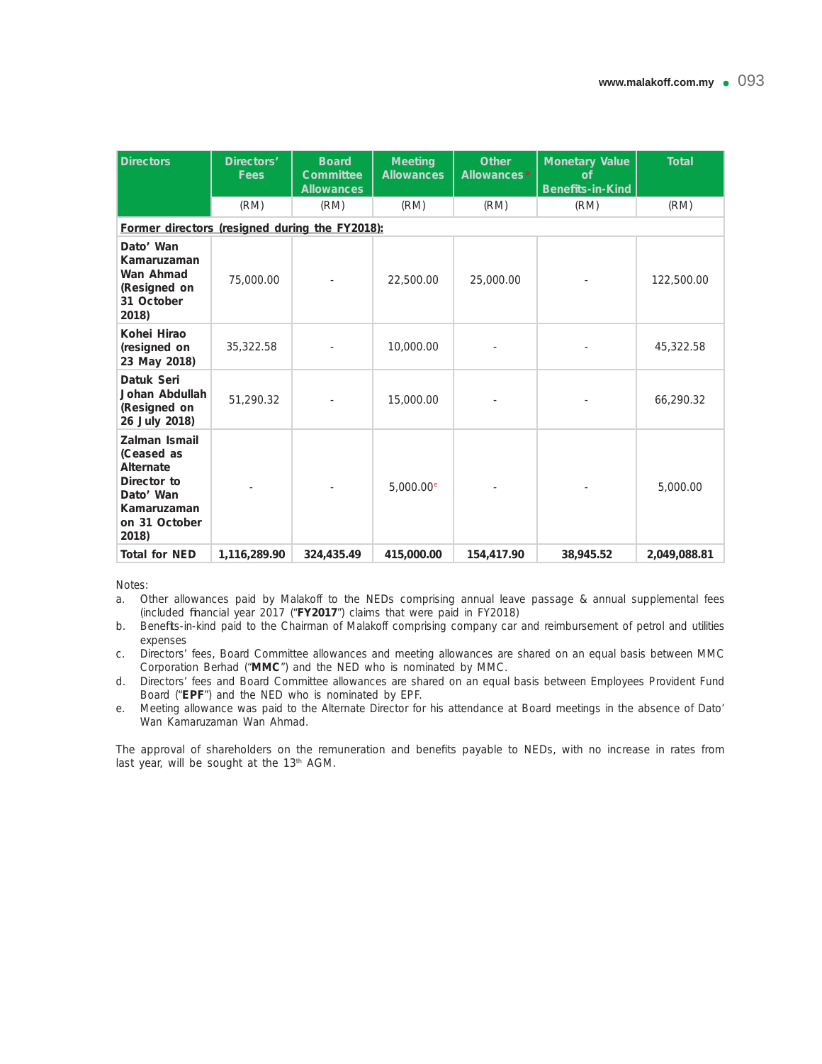| Directors | Directors' Fees | Board Committee Allowances | Meeting Allowances | Other Allowances[a] | Monetary Value of Benefits-in-Kind | Total |
|---|---|---|---|---|---|---|
| | (RM) | (RM) | (RM) | (RM) | (RM) | (RM) |
| **Former directors (resigned during the FY2018):** | | | | | | |
| **Dato' Wan Kamaruzaman Wan Ahmad (Resigned on 31 October 2018)** | 75,000.00 | - | 22,500.00 | 25,000.00 | - | 122,500.00 |
| **Kohei Hirao (resigned on 23 May 2018)** | 35,322.58 | - | 10,000.00 | - | - | 45,322.58 |
| **Datuk Seri Johan Abdullah (Resigned on 26 July 2018)** | 51,290.32 | - | 15,000.00 | - | - | 66,290.32 |
| **Zalman Ismail (Ceased as Alternate Director to Dato' Wan Kamaruzaman on 31 October 2018)** | - | - | 5,000.00[e] | - | - | 5,000.00 |
| **Total for NED** | **1,116,289.90** | **324,435.49** | **415,000.00** | **154,417.90** | **38,945.52** | **2,049,088.81** |

Notes:

a. Other allowances paid by Malakoff to the NEDs comprising annual leave passage & annual supplemental fees (included financial year 2017 ("**FY2017**") claims that were paid in FY2018)

b. Benefits-in-kind paid to the Chairman of Malakoff comprising company car and reimbursement of petrol and utilities expenses

c. Directors' fees, Board Committee allowances and meeting allowances are shared on an equal basis between MMC Corporation Berhad ("**MMC**") and the NED who is nominated by MMC.

d. Directors' fees and Board Committee allowances are shared on an equal basis between Employees Provident Fund Board ("**EPF**") and the NED who is nominated by EPF.

e. Meeting allowance was paid to the Alternate Director for his attendance at Board meetings in the absence of Dato' Wan Kamaruzaman Wan Ahmad.

The approval of shareholders on the remuneration and benefits payable to NEDs, with no increase in rates from last year, will be sought at the 13th AGM.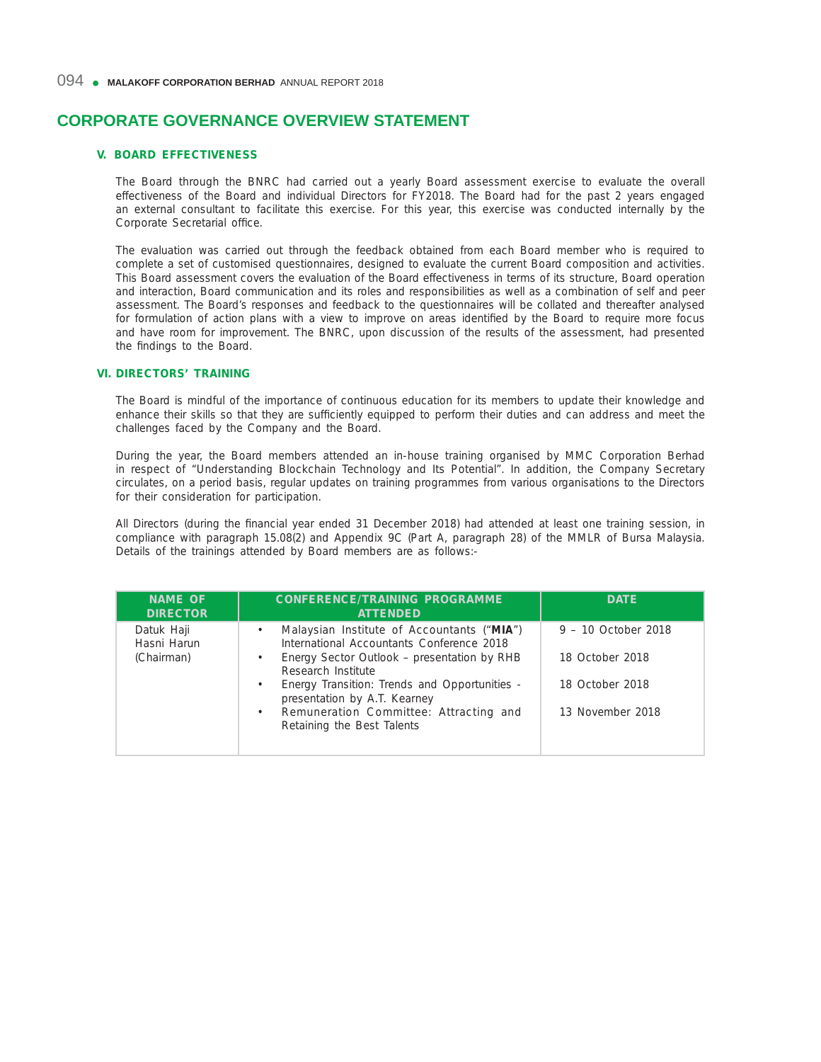# CORPORATE GOVERNANCE OVERVIEW STATEMENT

## V. BOARD EFFECTIVENESS

The Board through the BNRC had carried out a yearly Board assessment exercise to evaluate the overall effectiveness of the Board and individual Directors for FY2018. The Board had for the past 2 years engaged an external consultant to facilitate this exercise. For this year, this exercise was conducted internally by the Corporate Secretarial office.

The evaluation was carried out through the feedback obtained from each Board member who is required to complete a set of customised questionnaires, designed to evaluate the current Board composition and activities. This Board assessment covers the evaluation of the Board effectiveness in terms of its structure, Board operation and interaction, Board communication and its roles and responsibilities as well as a combination of self and peer assessment. The Board's responses and feedback to the questionnaires will be collated and thereafter analysed for formulation of action plans with a view to improve on areas identified by the Board to require more focus and have room for improvement. The BNRC, upon discussion of the results of the assessment, had presented the findings to the Board.

## VI. DIRECTORS' TRAINING

The Board is mindful of the importance of continuous education for its members to update their knowledge and enhance their skills so that they are sufficiently equipped to perform their duties and can address and meet the challenges faced by the Company and the Board.

During the year, the Board members attended an in-house training organised by MMC Corporation Berhad in respect of "Understanding Blockchain Technology and Its Potential". In addition, the Company Secretary circulates, on a period basis, regular updates on training programmes from various organisations to the Directors for their consideration for participation.

All Directors (during the financial year ended 31 December 2018) had attended at least one training session, in compliance with paragraph 15.08(2) and Appendix 9C (Part A, paragraph 28) of the MMLR of Bursa Malaysia. Details of the trainings attended by Board members are as follows:-

| NAME OF DIRECTOR | CONFERENCE/TRAINING PROGRAMME ATTENDED | DATE |
|---|---|---|
| Datuk Haji Hasni Harun (Chairman) | • Malaysian Institute of Accountants ("**MIA**") International Accountants Conference 2018 | 9 – 10 October 2018 |
| | • Energy Sector Outlook – presentation by RHB Research Institute | 18 October 2018 |
| | • Energy Transition: Trends and Opportunities - presentation by A.T. Kearney | 18 October 2018 |
| | • Remuneration Committee: Attracting and Retaining the Best Talents | 13 November 2018 |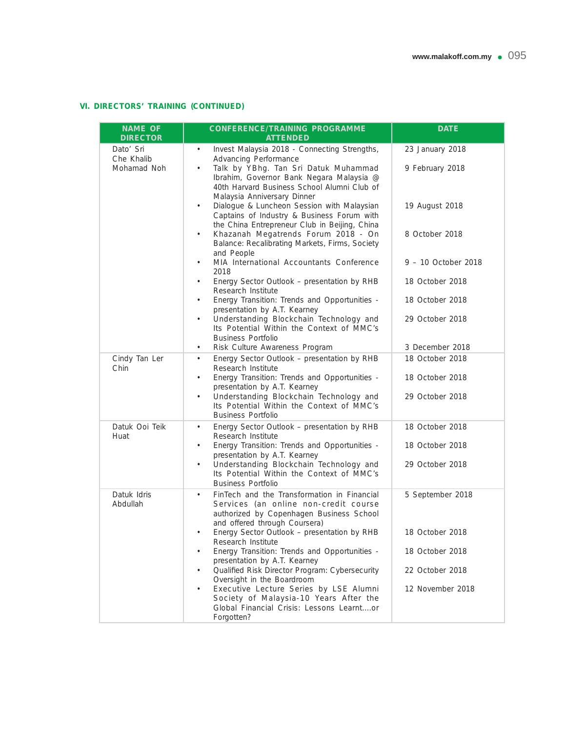### VI. DIRECTORS' TRAINING (CONTINUED)

| NAME OF DIRECTOR | CONFERENCE/TRAINING PROGRAMME ATTENDED | DATE |
|---|---|---|
| Dato' Sri Che Khalib Mohamad Noh | • Invest Malaysia 2018 - Connecting Strengths, Advancing Performance<br>• Talk by YBhg. Tan Sri Datuk Muhammad Ibrahim, Governor Bank Negara Malaysia @ 40th Harvard Business School Alumni Club of Malaysia Anniversary Dinner<br>• Dialogue & Luncheon Session with Malaysian Captains of Industry & Business Forum with the China Entrepreneur Club in Beijing, China<br>• Khazanah Megatrends Forum 2018 - On Balance: Recalibrating Markets, Firms, Society and People<br>• MIA International Accountants Conference 2018<br>• Energy Sector Outlook – presentation by RHB Research Institute<br>• Energy Transition: Trends and Opportunities - presentation by A.T. Kearney<br>• Understanding Blockchain Technology and Its Potential Within the Context of MMC's Business Portfolio<br>• Risk Culture Awareness Program | 23 January 2018<br>9 February 2018<br>19 August 2018<br>8 October 2018<br>9 – 10 October 2018<br>18 October 2018<br>18 October 2018<br>29 October 2018<br>3 December 2018 |
| Cindy Tan Ler Chin | • Energy Sector Outlook – presentation by RHB Research Institute<br>• Energy Transition: Trends and Opportunities - presentation by A.T. Kearney<br>• Understanding Blockchain Technology and Its Potential Within the Context of MMC's Business Portfolio | 18 October 2018<br>18 October 2018<br>29 October 2018 |
| Datuk Ooi Teik Huat | • Energy Sector Outlook – presentation by RHB Research Institute<br>• Energy Transition: Trends and Opportunities - presentation by A.T. Kearney<br>• Understanding Blockchain Technology and Its Potential Within the Context of MMC's Business Portfolio | 18 October 2018<br>18 October 2018<br>29 October 2018 |
| Datuk Idris Abdullah | • FinTech and the Transformation in Financial Services (an online non-credit course authorized by Copenhagen Business School and offered through Coursera)<br>• Energy Sector Outlook – presentation by RHB Research Institute<br>• Energy Transition: Trends and Opportunities - presentation by A.T. Kearney<br>• Qualified Risk Director Program: Cybersecurity Oversight in the Boardroom<br>• Executive Lecture Series by LSE Alumni Society of Malaysia-10 Years After the Global Financial Crisis: Lessons Learnt....or Forgotten? | 5 September 2018<br>18 October 2018<br>18 October 2018<br>22 October 2018<br>12 November 2018 |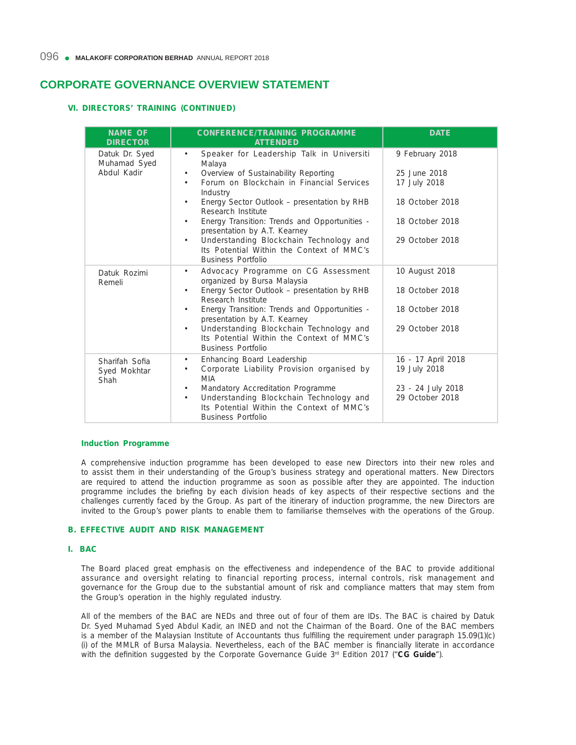# CORPORATE GOVERNANCE OVERVIEW STATEMENT

### VI. DIRECTORS' TRAINING (CONTINUED)

| NAME OF DIRECTOR | CONFERENCE/TRAINING PROGRAMME ATTENDED | DATE |
|---|---|---|
| Datuk Dr. Syed Muhamad Syed Abdul Kadir | • Speaker for Leadership Talk in Universiti Malaya<br>• Overview of Sustainability Reporting<br>• Forum on Blockchain in Financial Services Industry<br>• Energy Sector Outlook – presentation by RHB Research Institute<br>• Energy Transition: Trends and Opportunities - presentation by A.T. Kearney<br>• Understanding Blockchain Technology and Its Potential Within the Context of MMC's Business Portfolio | 9 February 2018<br>25 June 2018<br>17 July 2018<br>18 October 2018<br>18 October 2018<br>29 October 2018 |
| Datuk Rozimi Remeli | • Advocacy Programme on CG Assessment organized by Bursa Malaysia<br>• Energy Sector Outlook – presentation by RHB Research Institute<br>• Energy Transition: Trends and Opportunities - presentation by A.T. Kearney<br>• Understanding Blockchain Technology and Its Potential Within the Context of MMC's Business Portfolio | 10 August 2018<br>18 October 2018<br>18 October 2018<br>29 October 2018 |
| Sharifah Sofia Syed Mokhtar Shah | • Enhancing Board Leadership<br>• Corporate Liability Provision organised by MIA<br>• Mandatory Accreditation Programme<br>• Understanding Blockchain Technology and Its Potential Within the Context of MMC's Business Portfolio | 16 - 17 April 2018<br>19 July 2018<br>23 - 24 July 2018<br>29 October 2018 |

#### Induction Programme

A comprehensive induction programme has been developed to ease new Directors into their new roles and to assist them in their understanding of the Group's business strategy and operational matters. New Directors are required to attend the induction programme as soon as possible after they are appointed. The induction programme includes the briefing by each division heads of key aspects of their respective sections and the challenges currently faced by the Group. As part of the itinerary of induction programme, the new Directors are invited to the Group's power plants to enable them to familiarise themselves with the operations of the Group.

### B. EFFECTIVE AUDIT AND RISK MANAGEMENT

### I. BAC

The Board placed great emphasis on the effectiveness and independence of the BAC to provide additional assurance and oversight relating to financial reporting process, internal controls, risk management and governance for the Group due to the substantial amount of risk and compliance matters that may stem from the Group's operation in the highly regulated industry.

All of the members of the BAC are NEDs and three out of four of them are IDs. The BAC is chaired by Datuk Dr. Syed Muhamad Syed Abdul Kadir, an INED and not the Chairman of the Board. One of the BAC members is a member of the Malaysian Institute of Accountants thus fulfilling the requirement under paragraph 15.09(1)(c)(i) of the MMLR of Bursa Malaysia. Nevertheless, each of the BAC member is financially literate in accordance with the definition suggested by the Corporate Governance Guide 3rd Edition 2017 ("**CG Guide**").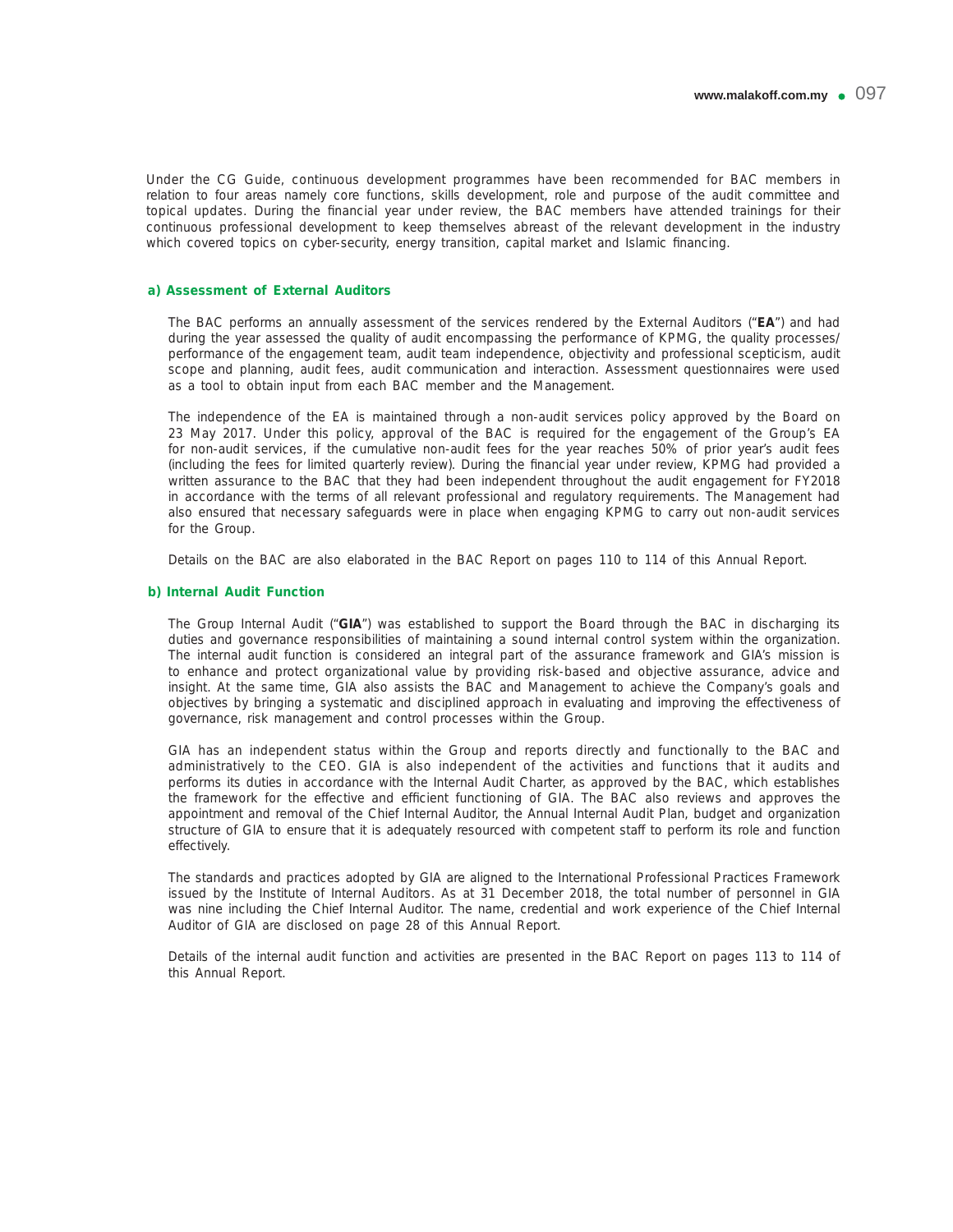Under the CG Guide, continuous development programmes have been recommended for BAC members in relation to four areas namely core functions, skills development, role and purpose of the audit committee and topical updates. During the financial year under review, the BAC members have attended trainings for their continuous professional development to keep themselves abreast of the relevant development in the industry which covered topics on cyber-security, energy transition, capital market and Islamic financing.

### a) Assessment of External Auditors

The BAC performs an annually assessment of the services rendered by the External Auditors ("**EA**") and had during the year assessed the quality of audit encompassing the performance of KPMG, the quality processes/ performance of the engagement team, audit team independence, objectivity and professional scepticism, audit scope and planning, audit fees, audit communication and interaction. Assessment questionnaires were used as a tool to obtain input from each BAC member and the Management.

The independence of the EA is maintained through a non-audit services policy approved by the Board on 23 May 2017. Under this policy, approval of the BAC is required for the engagement of the Group's EA for non-audit services, if the cumulative non-audit fees for the year reaches 50% of prior year's audit fees (including the fees for limited quarterly review). During the financial year under review, KPMG had provided a written assurance to the BAC that they had been independent throughout the audit engagement for FY2018 in accordance with the terms of all relevant professional and regulatory requirements. The Management had also ensured that necessary safeguards were in place when engaging KPMG to carry out non-audit services for the Group.

Details on the BAC are also elaborated in the BAC Report on pages 110 to 114 of this Annual Report.

### b) Internal Audit Function

The Group Internal Audit ("**GIA**") was established to support the Board through the BAC in discharging its duties and governance responsibilities of maintaining a sound internal control system within the organization. The internal audit function is considered an integral part of the assurance framework and GIA's mission is to enhance and protect organizational value by providing risk-based and objective assurance, advice and insight. At the same time, GIA also assists the BAC and Management to achieve the Company's goals and objectives by bringing a systematic and disciplined approach in evaluating and improving the effectiveness of governance, risk management and control processes within the Group.

GIA has an independent status within the Group and reports directly and functionally to the BAC and administratively to the CEO. GIA is also independent of the activities and functions that it audits and performs its duties in accordance with the Internal Audit Charter, as approved by the BAC, which establishes the framework for the effective and efficient functioning of GIA. The BAC also reviews and approves the appointment and removal of the Chief Internal Auditor, the Annual Internal Audit Plan, budget and organization structure of GIA to ensure that it is adequately resourced with competent staff to perform its role and function effectively.

The standards and practices adopted by GIA are aligned to the International Professional Practices Framework issued by the Institute of Internal Auditors. As at 31 December 2018, the total number of personnel in GIA was nine including the Chief Internal Auditor. The name, credential and work experience of the Chief Internal Auditor of GIA are disclosed on page 28 of this Annual Report.

Details of the internal audit function and activities are presented in the BAC Report on pages 113 to 114 of this Annual Report.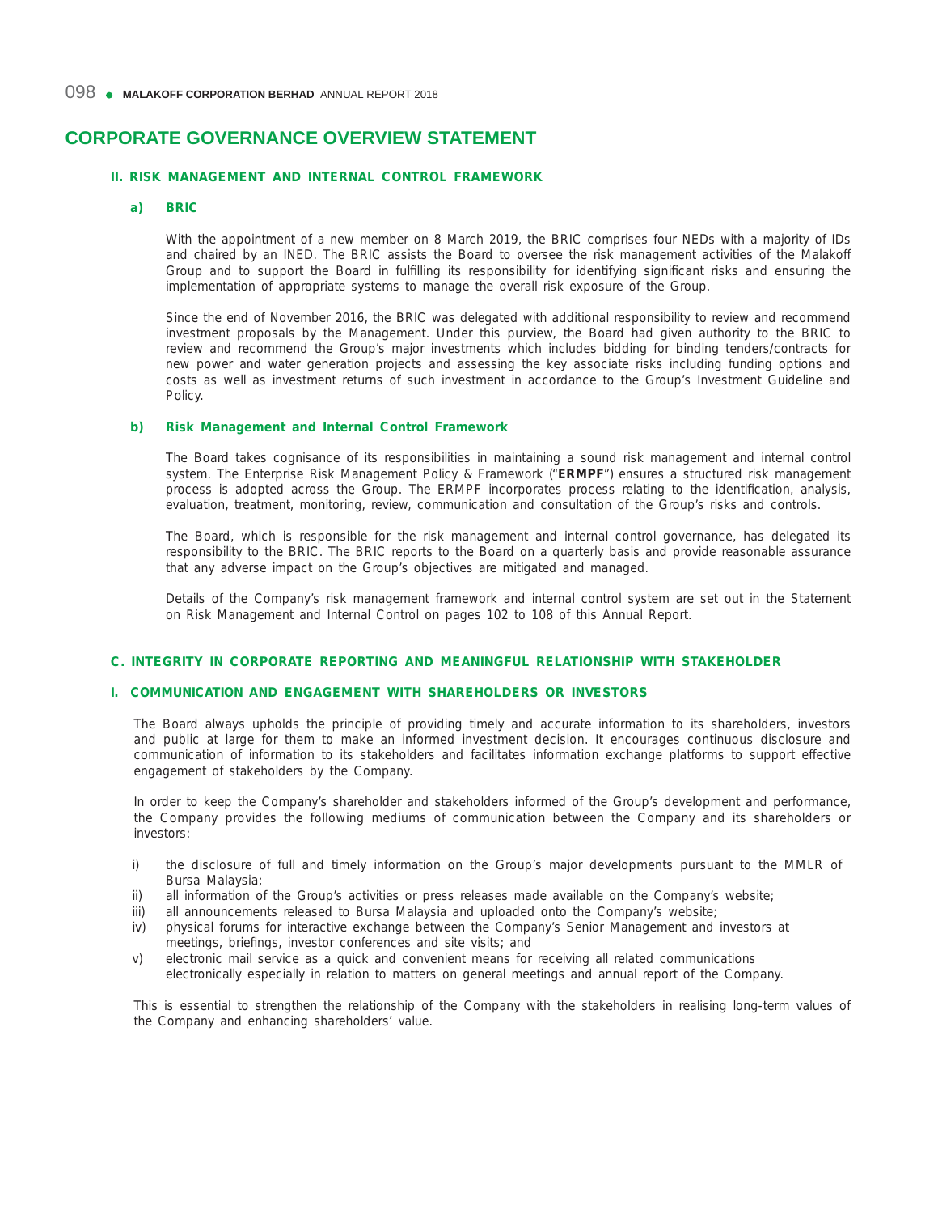# CORPORATE GOVERNANCE OVERVIEW STATEMENT

### II. RISK MANAGEMENT AND INTERNAL CONTROL FRAMEWORK

#### a) BRIC

With the appointment of a new member on 8 March 2019, the BRIC comprises four NEDs with a majority of IDs and chaired by an INED. The BRIC assists the Board to oversee the risk management activities of the Malakoff Group and to support the Board in fulfilling its responsibility for identifying significant risks and ensuring the implementation of appropriate systems to manage the overall risk exposure of the Group.

Since the end of November 2016, the BRIC was delegated with additional responsibility to review and recommend investment proposals by the Management. Under this purview, the Board had given authority to the BRIC to review and recommend the Group's major investments which includes bidding for binding tenders/contracts for new power and water generation projects and assessing the key associate risks including funding options and costs as well as investment returns of such investment in accordance to the Group's Investment Guideline and Policy.

#### b) Risk Management and Internal Control Framework

The Board takes cognisance of its responsibilities in maintaining a sound risk management and internal control system. The Enterprise Risk Management Policy & Framework ("**ERMPF**") ensures a structured risk management process is adopted across the Group. The ERMPF incorporates process relating to the identification, analysis, evaluation, treatment, monitoring, review, communication and consultation of the Group's risks and controls.

The Board, which is responsible for the risk management and internal control governance, has delegated its responsibility to the BRIC. The BRIC reports to the Board on a quarterly basis and provide reasonable assurance that any adverse impact on the Group's objectives are mitigated and managed.

Details of the Company's risk management framework and internal control system are set out in the Statement on Risk Management and Internal Control on pages 102 to 108 of this Annual Report.

## C. INTEGRITY IN CORPORATE REPORTING AND MEANINGFUL RELATIONSHIP WITH STAKEHOLDER

### I. COMMUNICATION AND ENGAGEMENT WITH SHAREHOLDERS OR INVESTORS

The Board always upholds the principle of providing timely and accurate information to its shareholders, investors and public at large for them to make an informed investment decision. It encourages continuous disclosure and communication of information to its stakeholders and facilitates information exchange platforms to support effective engagement of stakeholders by the Company.

In order to keep the Company's shareholder and stakeholders informed of the Group's development and performance, the Company provides the following mediums of communication between the Company and its shareholders or investors:

i) the disclosure of full and timely information on the Group's major developments pursuant to the MMLR of Bursa Malaysia;
ii) all information of the Group's activities or press releases made available on the Company's website;
iii) all announcements released to Bursa Malaysia and uploaded onto the Company's website;
iv) physical forums for interactive exchange between the Company's Senior Management and investors at meetings, briefings, investor conferences and site visits; and
v) electronic mail service as a quick and convenient means for receiving all related communications electronically especially in relation to matters on general meetings and annual report of the Company.

This is essential to strengthen the relationship of the Company with the stakeholders in realising long-term values of the Company and enhancing shareholders' value.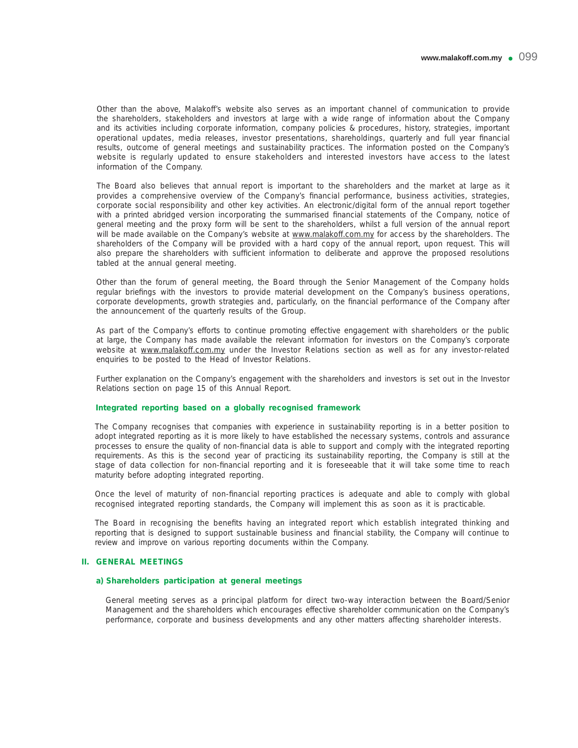Other than the above, Malakoff's website also serves as an important channel of communication to provide the shareholders, stakeholders and investors at large with a wide range of information about the Company and its activities including corporate information, company policies & procedures, history, strategies, important operational updates, media releases, investor presentations, shareholdings, quarterly and full year financial results, outcome of general meetings and sustainability practices. The information posted on the Company's website is regularly updated to ensure stakeholders and interested investors have access to the latest information of the Company.

The Board also believes that annual report is important to the shareholders and the market at large as it provides a comprehensive overview of the Company's financial performance, business activities, strategies, corporate social responsibility and other key activities. An electronic/digital form of the annual report together with a printed abridged version incorporating the summarised financial statements of the Company, notice of general meeting and the proxy form will be sent to the shareholders, whilst a full version of the annual report will be made available on the Company's website at www.malakoff.com.my for access by the shareholders. The shareholders of the Company will be provided with a hard copy of the annual report, upon request. This will also prepare the shareholders with sufficient information to deliberate and approve the proposed resolutions tabled at the annual general meeting.

Other than the forum of general meeting, the Board through the Senior Management of the Company holds regular briefings with the investors to provide material development on the Company's business operations, corporate developments, growth strategies and, particularly, on the financial performance of the Company after the announcement of the quarterly results of the Group.

As part of the Company's efforts to continue promoting effective engagement with shareholders or the public at large, the Company has made available the relevant information for investors on the Company's corporate website at www.malakoff.com.my under the Investor Relations section as well as for any investor-related enquiries to be posted to the Head of Investor Relations.

Further explanation on the Company's engagement with the shareholders and investors is set out in the Investor Relations section on page 15 of this Annual Report.

#### Integrated reporting based on a globally recognised framework

The Company recognises that companies with experience in sustainability reporting is in a better position to adopt integrated reporting as it is more likely to have established the necessary systems, controls and assurance processes to ensure the quality of non-financial data is able to support and comply with the integrated reporting requirements. As this is the second year of practicing its sustainability reporting, the Company is still at the stage of data collection for non-financial reporting and it is foreseeable that it will take some time to reach maturity before adopting integrated reporting.

Once the level of maturity of non-financial reporting practices is adequate and able to comply with global recognised integrated reporting standards, the Company will implement this as soon as it is practicable.

The Board in recognising the benefits having an integrated report which establish integrated thinking and reporting that is designed to support sustainable business and financial stability, the Company will continue to review and improve on various reporting documents within the Company.

### II. GENERAL MEETINGS

#### a) Shareholders participation at general meetings

General meeting serves as a principal platform for direct two-way interaction between the Board/Senior Management and the shareholders which encourages effective shareholder communication on the Company's performance, corporate and business developments and any other matters affecting shareholder interests.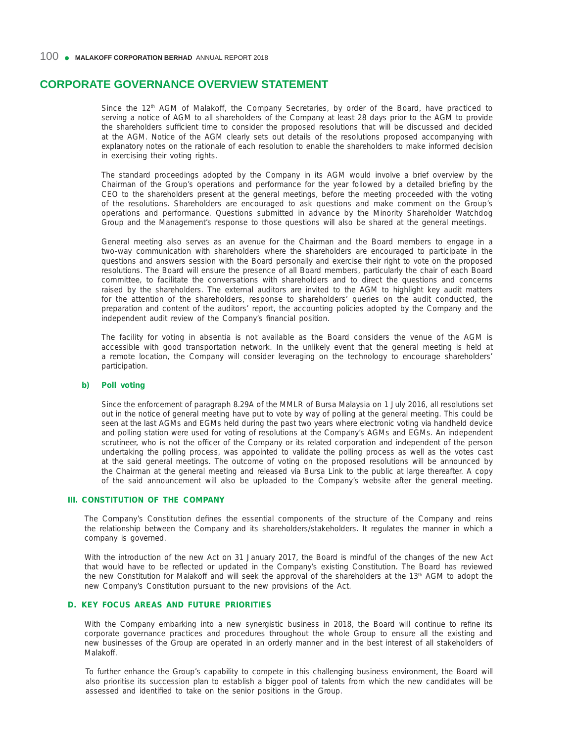## CORPORATE GOVERNANCE OVERVIEW STATEMENT

Since the 12th AGM of Malakoff, the Company Secretaries, by order of the Board, have practiced to serving a notice of AGM to all shareholders of the Company at least 28 days prior to the AGM to provide the shareholders sufficient time to consider the proposed resolutions that will be discussed and decided at the AGM. Notice of the AGM clearly sets out details of the resolutions proposed accompanying with explanatory notes on the rationale of each resolution to enable the shareholders to make informed decision in exercising their voting rights.

The standard proceedings adopted by the Company in its AGM would involve a brief overview by the Chairman of the Group's operations and performance for the year followed by a detailed briefing by the CEO to the shareholders present at the general meetings, before the meeting proceeded with the voting of the resolutions. Shareholders are encouraged to ask questions and make comment on the Group's operations and performance. Questions submitted in advance by the Minority Shareholder Watchdog Group and the Management's response to those questions will also be shared at the general meetings.

General meeting also serves as an avenue for the Chairman and the Board members to engage in a two-way communication with shareholders where the shareholders are encouraged to participate in the questions and answers session with the Board personally and exercise their right to vote on the proposed resolutions. The Board will ensure the presence of all Board members, particularly the chair of each Board committee, to facilitate the conversations with shareholders and to direct the questions and concerns raised by the shareholders. The external auditors are invited to the AGM to highlight key audit matters for the attention of the shareholders, response to shareholders' queries on the audit conducted, the preparation and content of the auditors' report, the accounting policies adopted by the Company and the independent audit review of the Company's financial position.

The facility for voting in absentia is not available as the Board considers the venue of the AGM is accessible with good transportation network. In the unlikely event that the general meeting is held at a remote location, the Company will consider leveraging on the technology to encourage shareholders' participation.

#### b) Poll voting

Since the enforcement of paragraph 8.29A of the MMLR of Bursa Malaysia on 1 July 2016, all resolutions set out in the notice of general meeting have put to vote by way of polling at the general meeting. This could be seen at the last AGMs and EGMs held during the past two years where electronic voting via handheld device and polling station were used for voting of resolutions at the Company's AGMs and EGMs. An independent scrutineer, who is not the officer of the Company or its related corporation and independent of the person undertaking the polling process, was appointed to validate the polling process as well as the votes cast at the said general meetings. The outcome of voting on the proposed resolutions will be announced by the Chairman at the general meeting and released via Bursa Link to the public at large thereafter. A copy of the said announcement will also be uploaded to the Company's website after the general meeting.

### III. CONSTITUTION OF THE COMPANY

The Company's Constitution defines the essential components of the structure of the Company and reins the relationship between the Company and its shareholders/stakeholders. It regulates the manner in which a company is governed.

With the introduction of the new Act on 31 January 2017, the Board is mindful of the changes of the new Act that would have to be reflected or updated in the Company's existing Constitution. The Board has reviewed the new Constitution for Malakoff and will seek the approval of the shareholders at the 13th AGM to adopt the new Company's Constitution pursuant to the new provisions of the Act.

### D. KEY FOCUS AREAS AND FUTURE PRIORITIES

With the Company embarking into a new synergistic business in 2018, the Board will continue to refine its corporate governance practices and procedures throughout the whole Group to ensure all the existing and new businesses of the Group are operated in an orderly manner and in the best interest of all stakeholders of Malakoff.

To further enhance the Group's capability to compete in this challenging business environment, the Board will also prioritise its succession plan to establish a bigger pool of talents from which the new candidates will be assessed and identified to take on the senior positions in the Group.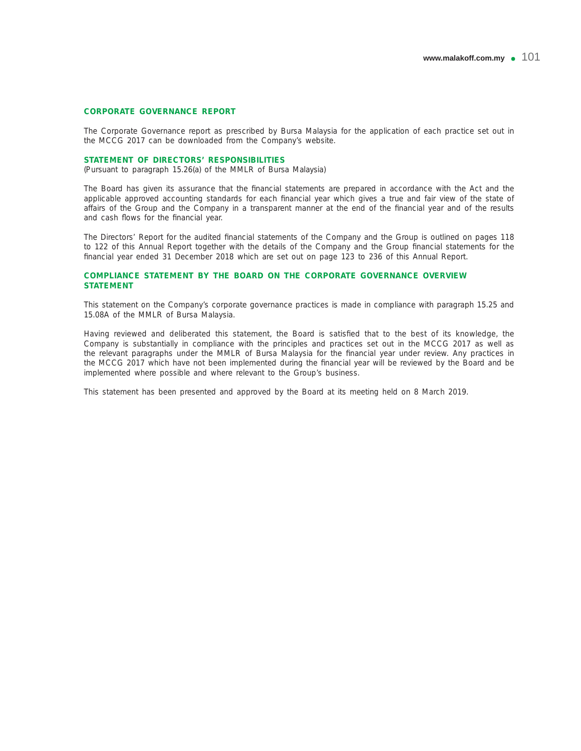## CORPORATE GOVERNANCE REPORT

The Corporate Governance report as prescribed by Bursa Malaysia for the application of each practice set out in the MCCG 2017 can be downloaded from the Company's website.

## STATEMENT OF DIRECTORS' RESPONSIBILITIES

(Pursuant to paragraph 15.26(a) of the MMLR of Bursa Malaysia)

The Board has given its assurance that the financial statements are prepared in accordance with the Act and the applicable approved accounting standards for each financial year which gives a true and fair view of the state of affairs of the Group and the Company in a transparent manner at the end of the financial year and of the results and cash flows for the financial year.

The Directors' Report for the audited financial statements of the Company and the Group is outlined on pages 118 to 122 of this Annual Report together with the details of the Company and the Group financial statements for the financial year ended 31 December 2018 which are set out on page 123 to 236 of this Annual Report.

## COMPLIANCE STATEMENT BY THE BOARD ON THE CORPORATE GOVERNANCE OVERVIEW STATEMENT

This statement on the Company's corporate governance practices is made in compliance with paragraph 15.25 and 15.08A of the MMLR of Bursa Malaysia.

Having reviewed and deliberated this statement, the Board is satisfied that to the best of its knowledge, the Company is substantially in compliance with the principles and practices set out in the MCCG 2017 as well as the relevant paragraphs under the MMLR of Bursa Malaysia for the financial year under review. Any practices in the MCCG 2017 which have not been implemented during the financial year will be reviewed by the Board and be implemented where possible and where relevant to the Group's business.

This statement has been presented and approved by the Board at its meeting held on 8 March 2019.